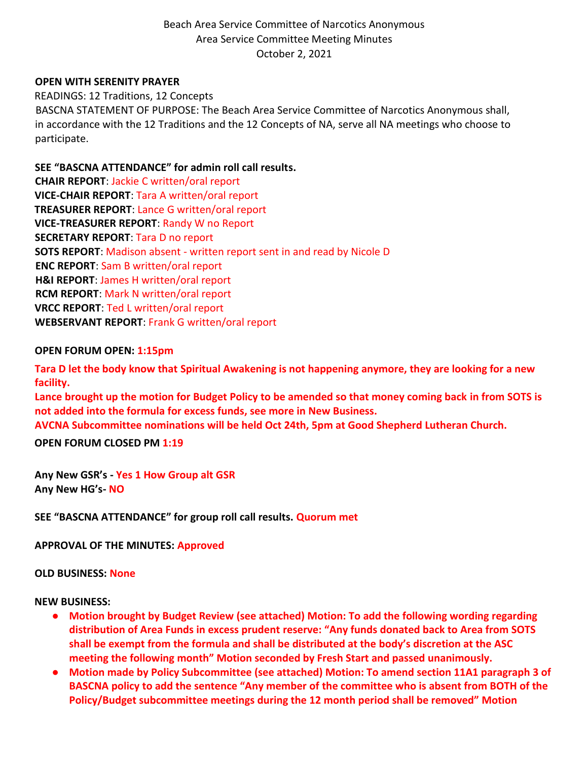Beach Area Service Committee of Narcotics Anonymous
Area Service Committee Meeting Minutes
October 2, 2021

**OPEN WITH SERENITY PRAYER**
READINGS: 12 Traditions, 12 Concepts
BASCNA STATEMENT OF PURPOSE: The Beach Area Service Committee of Narcotics Anonymous shall, in accordance with the 12 Traditions and the 12 Concepts of NA, serve all NA meetings who choose to participate.

**SEE "BASCNA ATTENDANCE" for admin roll call results.**
**CHAIR REPORT**: Jackie C written/oral report
**VICE-CHAIR REPORT**: Tara A written/oral report
**TREASURER REPORT**: Lance G written/oral report
**VICE-TREASURER REPORT**: Randy W no Report
**SECRETARY REPORT**: Tara D no report
**SOTS REPORT**: Madison absent - written report sent in and read by Nicole D
**ENC REPORT**: Sam B written/oral report
**H&I REPORT**: James H written/oral report
**RCM REPORT**: Mark N written/oral report
**VRCC REPORT**: Ted L written/oral report
**WEBSERVANT REPORT**: Frank G written/oral report

**OPEN FORUM OPEN: 1:15pm**

**Tara D let the body know that Spiritual Awakening is not happening anymore, they are looking for a new facility.**
**Lance brought up the motion for Budget Policy to be amended so that money coming back in from SOTS is not added into the formula for excess funds, see more in New Business.**
**AVCNA Subcommittee nominations will be held Oct 24th, 5pm at Good Shepherd Lutheran Church.**

**OPEN FORUM CLOSED PM 1:19**

**Any New GSR's - Yes 1 How Group alt GSR**
**Any New HG's- NO**

**SEE "BASCNA ATTENDANCE" for group roll call results. Quorum met**

**APPROVAL OF THE MINUTES: Approved**

**OLD BUSINESS: None**

**NEW BUSINESS:**

- **Motion brought by Budget Review (see attached) Motion: To add the following wording regarding distribution of Area Funds in excess prudent reserve: "Any funds donated back to Area from SOTS shall be exempt from the formula and shall be distributed at the body's discretion at the ASC meeting the following month" Motion seconded by Fresh Start and passed unanimously.**
- **Motion made by Policy Subcommittee (see attached) Motion: To amend section 11A1 paragraph 3 of BASCNA policy to add the sentence "Any member of the committee who is absent from BOTH of the Policy/Budget subcommittee meetings during the 12 month period shall be removed" Motion**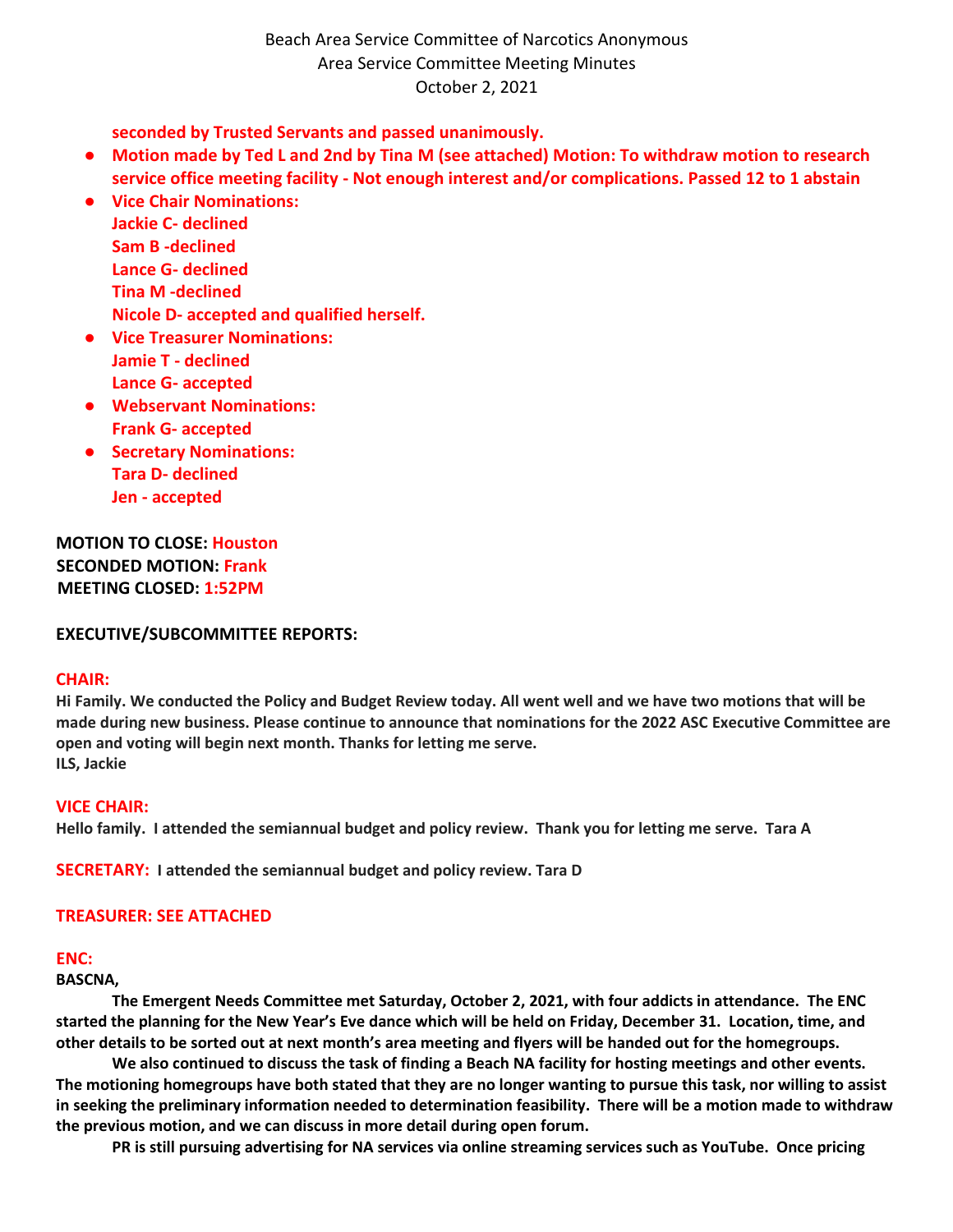seconded by Trusted Servants and passed unanimously.

- **Motion made by Ted L and 2nd by Tina M (see attached) Motion: To withdraw motion to research service office meeting facility - Not enough interest and/or complications. Passed 12 to 1 abstain**
- **Vice Chair Nominations:**
  **Jackie C- declined**
  **Sam B -declined**
  **Lance G- declined**
  **Tina M -declined**
  **Nicole D- accepted and qualified herself.**
- **Vice Treasurer Nominations:**
  **Jamie T - declined**
  **Lance G- accepted**
- **Webservant Nominations:**
  **Frank G- accepted**
- **Secretary Nominations:**
  **Tara D- declined**
  **Jen - accepted**

**MOTION TO CLOSE: Houston**
**SECONDED MOTION: Frank**
**MEETING CLOSED: 1:52PM**

**EXECUTIVE/SUBCOMMITTEE REPORTS:**

**CHAIR:**
**Hi Family. We conducted the Policy and Budget Review today. All went well and we have two motions that will be made during new business. Please continue to announce that nominations for the 2022 ASC Executive Committee are open and voting will begin next month. Thanks for letting me serve.**
**ILS, Jackie**

**VICE CHAIR:**
**Hello family. I attended the semiannual budget and policy review. Thank you for letting me serve. Tara A**

**SECRETARY: I attended the semiannual budget and policy review. Tara D**

**TREASURER: SEE ATTACHED**

**ENC:**
**BASCNA,**

**The Emergent Needs Committee met Saturday, October 2, 2021, with four addicts in attendance. The ENC started the planning for the New Year's Eve dance which will be held on Friday, December 31. Location, time, and other details to be sorted out at next month's area meeting and flyers will be handed out for the homegroups.**

**We also continued to discuss the task of finding a Beach NA facility for hosting meetings and other events. The motioning homegroups have both stated that they are no longer wanting to pursue this task, nor willing to assist in seeking the preliminary information needed to determination feasibility. There will be a motion made to withdraw the previous motion, and we can discuss in more detail during open forum.**

**PR is still pursuing advertising for NA services via online streaming services such as YouTube. Once pricing**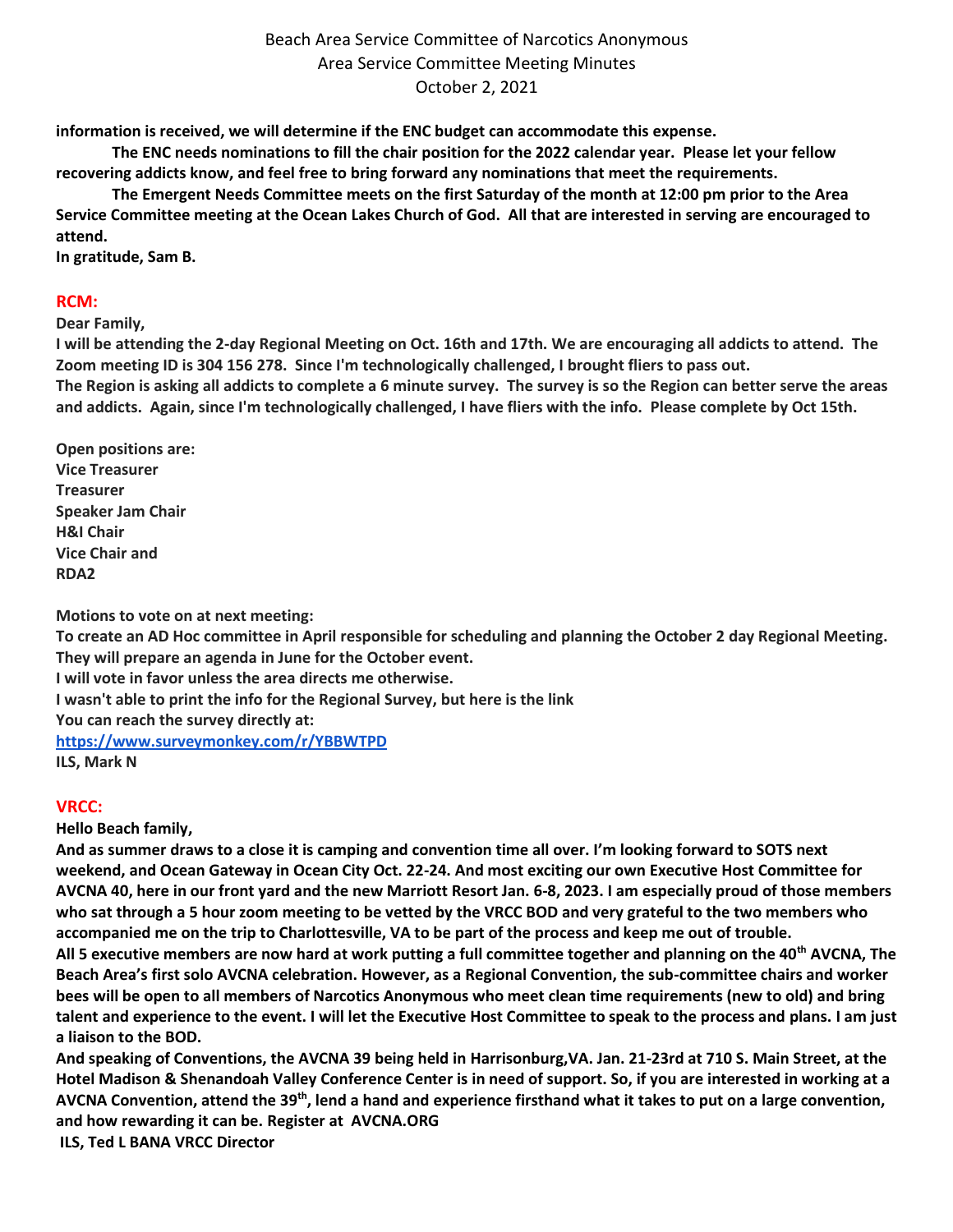**information is received, we will determine if the ENC budget can accommodate this expense.**

**The ENC needs nominations to fill the chair position for the 2022 calendar year. Please let your fellow recovering addicts know, and feel free to bring forward any nominations that meet the requirements.**

**The Emergent Needs Committee meets on the first Saturday of the month at 12:00 pm prior to the Area Service Committee meeting at the Ocean Lakes Church of God. All that are interested in serving are encouraged to attend.**

**In gratitude, Sam B.**

## RCM:

**Dear Family,**

**I will be attending the 2-day Regional Meeting on Oct. 16th and 17th. We are encouraging all addicts to attend. The Zoom meeting ID is 304 156 278. Since I'm technologically challenged, I brought fliers to pass out.**

**The Region is asking all addicts to complete a 6 minute survey. The survey is so the Region can better serve the areas and addicts. Again, since I'm technologically challenged, I have fliers with the info. Please complete by Oct 15th.**

**Open positions are:**
**Vice Treasurer**
**Treasurer**
**Speaker Jam Chair**
**H&I Chair**
**Vice Chair and**
**RDA2**

**Motions to vote on at next meeting:**

**To create an AD Hoc committee in April responsible for scheduling and planning the October 2 day Regional Meeting. They will prepare an agenda in June for the October event.**

**I will vote in favor unless the area directs me otherwise.**

**I wasn't able to print the info for the Regional Survey, but here is the link**

**You can reach the survey directly at:**

**https://www.surveymonkey.com/r/YBBWTPD**

**ILS, Mark N**

## VRCC:

**Hello Beach family,**

**And as summer draws to a close it is camping and convention time all over. I'm looking forward to SOTS next weekend, and Ocean Gateway in Ocean City Oct. 22-24. And most exciting our own Executive Host Committee for AVCNA 40, here in our front yard and the new Marriott Resort Jan. 6-8, 2023. I am especially proud of those members who sat through a 5 hour zoom meeting to be vetted by the VRCC BOD and very grateful to the two members who accompanied me on the trip to Charlottesville, VA to be part of the process and keep me out of trouble.**

**All 5 executive members are now hard at work putting a full committee together and planning on the 40th AVCNA, The Beach Area's first solo AVCNA celebration. However, as a Regional Convention, the sub-committee chairs and worker bees will be open to all members of Narcotics Anonymous who meet clean time requirements (new to old) and bring talent and experience to the event. I will let the Executive Host Committee to speak to the process and plans. I am just a liaison to the BOD.**

**And speaking of Conventions, the AVCNA 39 being held in Harrisonburg,VA. Jan. 21-23rd at 710 S. Main Street, at the Hotel Madison & Shenandoah Valley Conference Center is in need of support. So, if you are interested in working at a AVCNA Convention, attend the 39th, lend a hand and experience firsthand what it takes to put on a large convention, and how rewarding it can be. Register at AVCNA.ORG**

**ILS, Ted L BANA VRCC Director**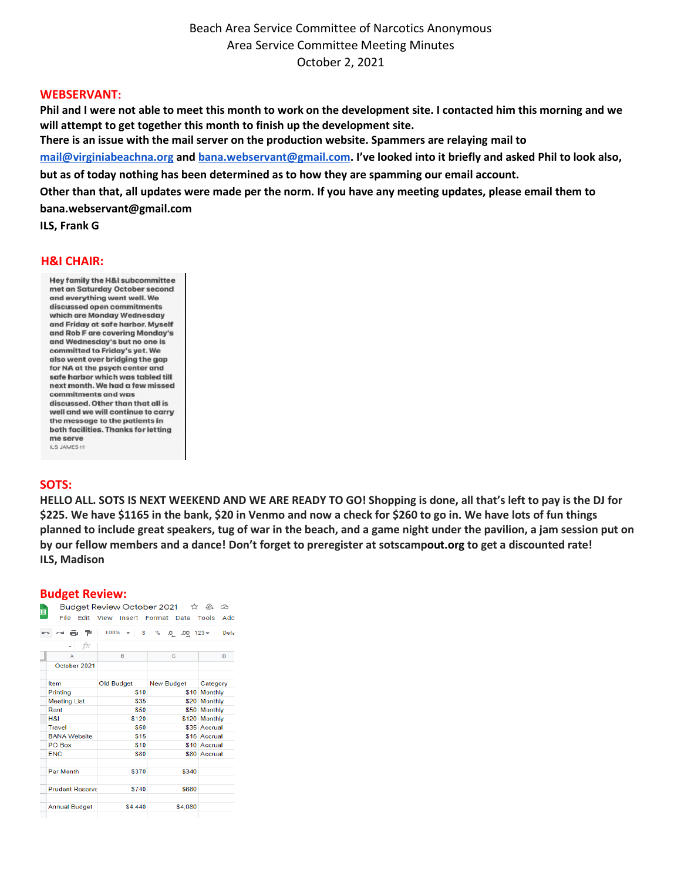Beach Area Service Committee of Narcotics Anonymous
Area Service Committee Meeting Minutes
October 2, 2021

## WEBSERVANT:

**Phil and I were not able to meet this month to work on the development site. I contacted him this morning and we will attempt to get together this month to finish up the development site.**
**There is an issue with the mail server on the production website. Spammers are relaying mail to mail@virginiabeachna.org and bana.webservant@gmail.com. I've looked into it briefly and asked Phil to look also, but as of today nothing has been determined as to how they are spamming our email account.**
**Other than that, all updates were made per the norm. If you have any meeting updates, please email them to bana.webservant@gmail.com**
**ILS, Frank G**

## H&I CHAIR:

Hey family the H&I subcommittee met on Saturday October second and everything went well. We discussed open commitments which are Monday Wednesday and Friday at safe harbor. Myself and Rob F are covering Monday's and Wednesday's but no one is committed to Friday's yet. We also went over bridging the gap for NA at the psych center and safe harbor which was tabled till next month. We had a few missed commitments and was discussed. Other than that all is well and we will continue to carry the message to the patients in both facilities. Thanks for letting me serve
ILS JAMES H

## SOTS:

**HELLO ALL. SOTS IS NEXT WEEKEND AND WE ARE READY TO GO! Shopping is done, all that's left to pay is the DJ for $225. We have $1165 in the bank, $20 in Venmo and now a check for $260 to go in. We have lots of fun things planned to include great speakers, tug of war in the beach, and a game night under the pavilion, a jam session put on by our fellow members and a dance! Don't forget to preregister at sotscampout.org to get a discounted rate!**
**ILS, Madison**

## Budget Review:

Budget Review October 2021

October 2021

| Item | Old Budget | New Budget | Category |
|---|---|---|---|
| Printing | $10 | $10 | Monthly |
| Meeting List | $35 | $20 | Monthly |
| Rent | $50 | $50 | Monthly |
| H&I | $120 | $120 | Monthly |
| Travel | $50 | $35 | Accrual |
| BANA Website | $15 | $15 | Accrual |
| PO Box | $10 | $10 | Accrual |
| ENC | $80 | $80 | Accrual |
| | | | |
| Per Month | $370 | $340 | |
| | | | |
| Prudent Reserve | $740 | $680 | |
| | | | |
| Annual Budget | $4,440 | $4,080 | |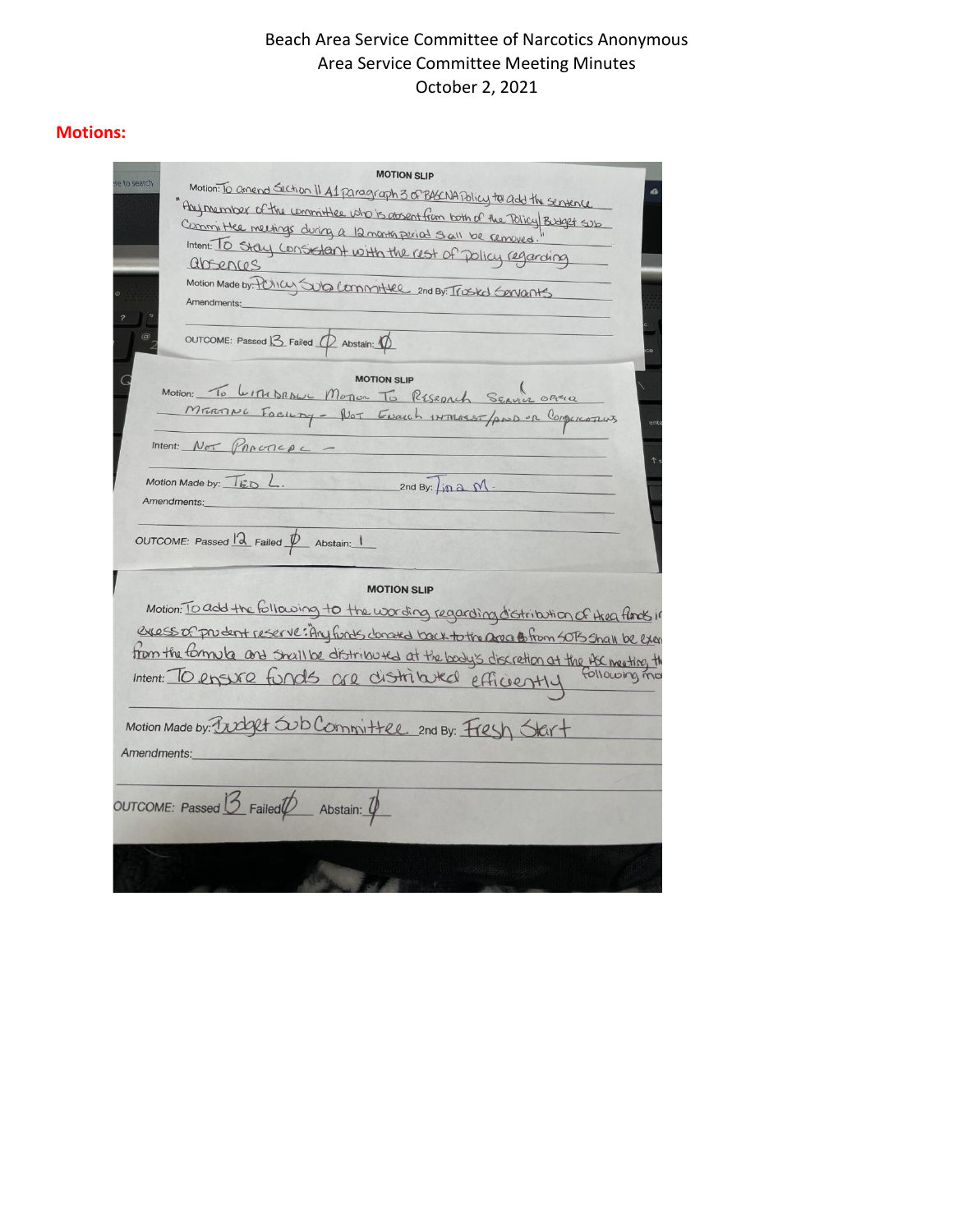Beach Area Service Committee of Narcotics Anonymous
Area Service Committee Meeting Minutes
October 2, 2021

**Motions:**

**MOTION SLIP**

Motion: To amend Section II A1 paragraph 3 of BASCNA Policy to add the sentence "Any member of the committee who is absent from both of the Policy/Budget sub committee meetings during a 12 month period shall be removed."

Intent: To stay consistent with the rest of policy regarding absences

Motion Made by: Policy Sub Committee 2nd By: Trusted Servants

Amendments:

OUTCOME: Passed 13 Failed Ø Abstain: Ø

**MOTION SLIP**

Motion: To withdraw motion to research service office meeting facility - Not enough interest/and or complications

Intent: Not practical -

Motion Made by: Ted L. 2nd By: Tina M.

Amendments:

OUTCOME: Passed 12 Failed Ø Abstain: 1

**MOTION SLIP**

Motion: To add the following to the wording regarding distribution of Area funds in excess of prudent reserve: Any funds donated back to the area from SOBS shall be exem from the formula and shall be distributed at the body's discretion at the ASC meeting, th following mo

Intent: To ensure funds are distributed efficiently

Motion Made by: Budget Sub Committee 2nd By: Fresh Start

Amendments:

OUTCOME: Passed 13 Failed Ø Abstain: Ø